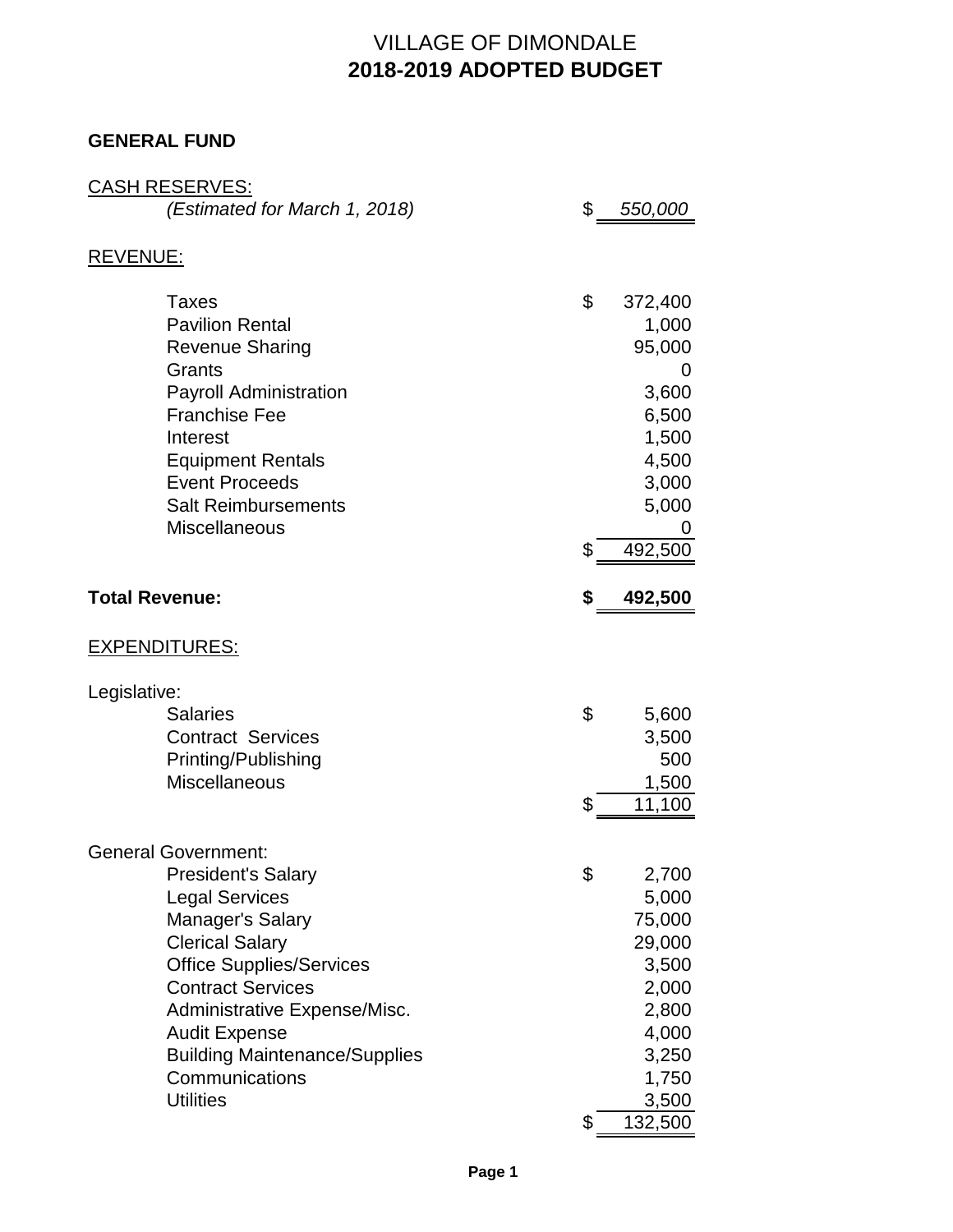# VILLAGE OF DIMONDALE
## 2018-2019 ADOPTED BUDGET

### GENERAL FUND

| | | |
|---|---|---|
| CASH RESERVES: | | |
| *(Estimated for March 1, 2018)* | $ | *550,000* |
| | | |
| REVENUE: | | |
| Taxes | $ | 372,400 |
| Pavilion Rental | | 1,000 |
| Revenue Sharing | | 95,000 |
| Grants | | 0 |
| Payroll Administration | | 3,600 |
| Franchise Fee | | 6,500 |
| Interest | | 1,500 |
| Equipment Rentals | | 4,500 |
| Event Proceeds | | 3,000 |
| Salt Reimbursements | | 5,000 |
| Miscellaneous | | 0 |
| | $ | 492,500 |
| | | |
| **Total Revenue:** | **$** | **492,500** |
| | | |
| EXPENDITURES: | | |
| Legislative: | | |
| Salaries | $ | 5,600 |
| Contract Services | | 3,500 |
| Printing/Publishing | | 500 |
| Miscellaneous | | 1,500 |
| | $ | 11,100 |
| | | |
| General Government: | | |
| President's Salary | $ | 2,700 |
| Legal Services | | 5,000 |
| Manager's Salary | | 75,000 |
| Clerical Salary | | 29,000 |
| Office Supplies/Services | | 3,500 |
| Contract Services | | 2,000 |
| Administrative Expense/Misc. | | 2,800 |
| Audit Expense | | 4,000 |
| Building Maintenance/Supplies | | 3,250 |
| Communications | | 1,750 |
| Utilities | | 3,500 |
| | $ | 132,500 |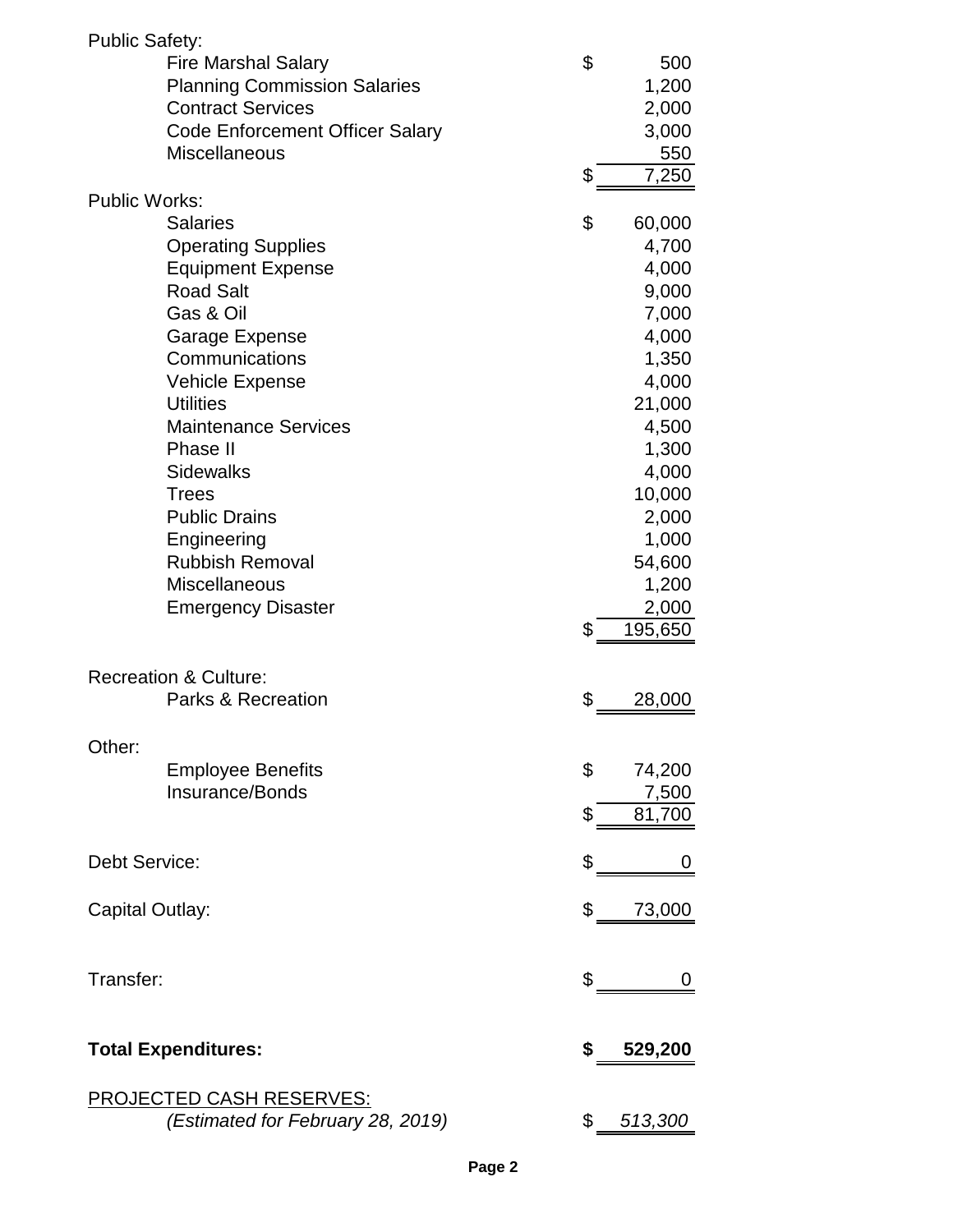| | |
|---|---|
| **Public Safety:** | |
| Fire Marshal Salary | $ 500 |
| Planning Commission Salaries | 1,200 |
| Contract Services | 2,000 |
| Code Enforcement Officer Salary | 3,000 |
| Miscellaneous | 550 |
| | $ 7,250 |
| **Public Works:** | |
| Salaries | $ 60,000 |
| Operating Supplies | 4,700 |
| Equipment Expense | 4,000 |
| Road Salt | 9,000 |
| Gas & Oil | 7,000 |
| Garage Expense | 4,000 |
| Communications | 1,350 |
| Vehicle Expense | 4,000 |
| Utilities | 21,000 |
| Maintenance Services | 4,500 |
| Phase II | 1,300 |
| Sidewalks | 4,000 |
| Trees | 10,000 |
| Public Drains | 2,000 |
| Engineering | 1,000 |
| Rubbish Removal | 54,600 |
| Miscellaneous | 1,200 |
| Emergency Disaster | 2,000 |
| | $ 195,650 |
| **Recreation & Culture:** | |
| Parks & Recreation | $ 28,000 |
| **Other:** | |
| Employee Benefits | $ 74,200 |
| Insurance/Bonds | 7,500 |
| | $ 81,700 |
| **Debt Service:** | $ 0 |
| **Capital Outlay:** | $ 73,000 |
| **Transfer:** | $ 0 |
| **Total Expenditures:** | **$ 529,200** |
| PROJECTED CASH RESERVES: | |
| *(Estimated for February 28, 2019)* | $ *513,300* |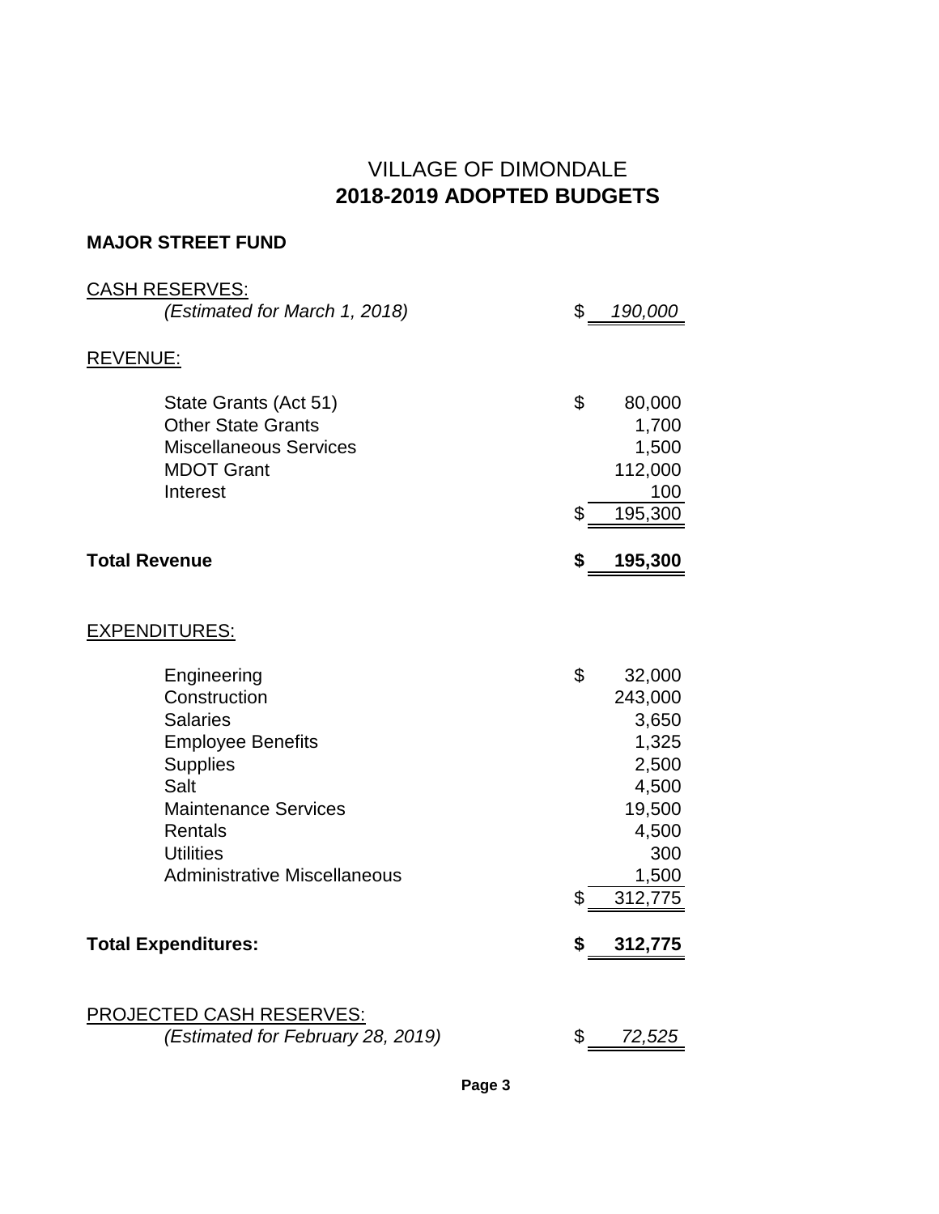# VILLAGE OF DIMONDALE
# **2018-2019 ADOPTED BUDGETS**

## **MAJOR STREET FUND**

| | | |
|---|---|---|
| CASH RESERVES: | | |
| *(Estimated for March 1, 2018)* | $ | *190,000* |
| | | |
| REVENUE: | | |
| State Grants (Act 51) | $ | 80,000 |
| Other State Grants | | 1,700 |
| Miscellaneous Services | | 1,500 |
| MDOT Grant | | 112,000 |
| Interest | | 100 |
| | $ | 195,300 |
| **Total Revenue** | **$** | **195,300** |
| | | |
| EXPENDITURES: | | |
| Engineering | $ | 32,000 |
| Construction | | 243,000 |
| Salaries | | 3,650 |
| Employee Benefits | | 1,325 |
| Supplies | | 2,500 |
| Salt | | 4,500 |
| Maintenance Services | | 19,500 |
| Rentals | | 4,500 |
| Utilities | | 300 |
| Administrative Miscellaneous | | 1,500 |
| | $ | 312,775 |
| **Total Expenditures:** | **$** | **312,775** |
| | | |
| PROJECTED CASH RESERVES: | | |
| *(Estimated for February 28, 2019)* | $ | *72,525* |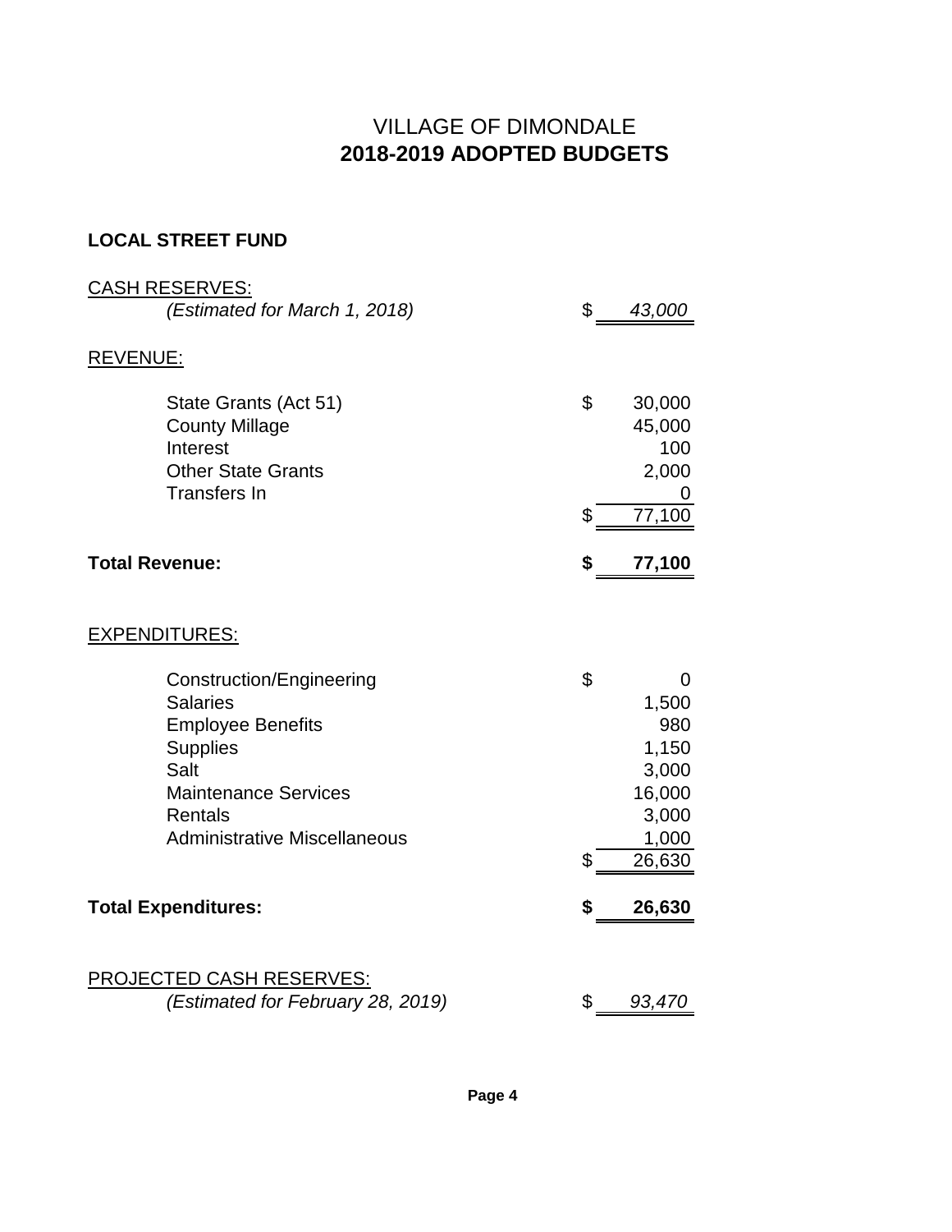# VILLAGE OF DIMONDALE
## 2018-2019 ADOPTED BUDGETS

### LOCAL STREET FUND

| | | |
|---|---|---|
| CASH RESERVES: | | |
| *(Estimated for March 1, 2018)* | $ | *43,000* |
| REVENUE: | | |
| State Grants (Act 51) | $ | 30,000 |
| County Millage | | 45,000 |
| Interest | | 100 |
| Other State Grants | | 2,000 |
| Transfers In | | 0 |
| | $ | 77,100 |
| **Total Revenue:** | **$** | **77,100** |
| EXPENDITURES: | | |
| Construction/Engineering | $ | 0 |
| Salaries | | 1,500 |
| Employee Benefits | | 980 |
| Supplies | | 1,150 |
| Salt | | 3,000 |
| Maintenance Services | | 16,000 |
| Rentals | | 3,000 |
| Administrative Miscellaneous | | 1,000 |
| | $ | 26,630 |
| **Total Expenditures:** | **$** | **26,630** |
| PROJECTED CASH RESERVES: | | |
| *(Estimated for February 28, 2019)* | $ | *93,470* |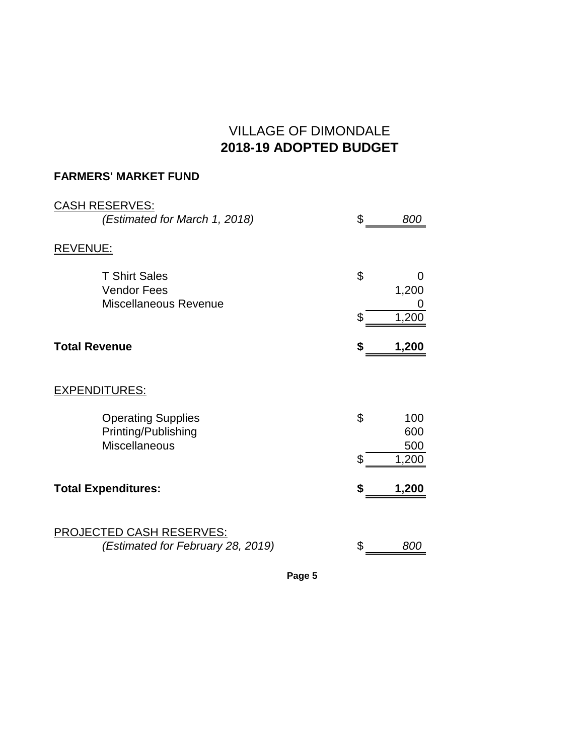# VILLAGE OF DIMONDALE
## 2018-19 ADOPTED BUDGET

**FARMERS' MARKET FUND**

| | | |
|---|---|---|
| CASH RESERVES: | | |
| *(Estimated for March 1, 2018)* | $ | *800* |
| REVENUE: | | |
| T Shirt Sales | $ | 0 |
| Vendor Fees | | 1,200 |
| Miscellaneous Revenue | | 0 |
| | $ | 1,200 |
| **Total Revenue** | **$** | **1,200** |
| EXPENDITURES: | | |
| Operating Supplies | $ | 100 |
| Printing/Publishing | | 600 |
| Miscellaneous | | 500 |
| | $ | 1,200 |
| **Total Expenditures:** | **$** | **1,200** |
| PROJECTED CASH RESERVES: | | |
| *(Estimated for February 28, 2019)* | $ | *800* |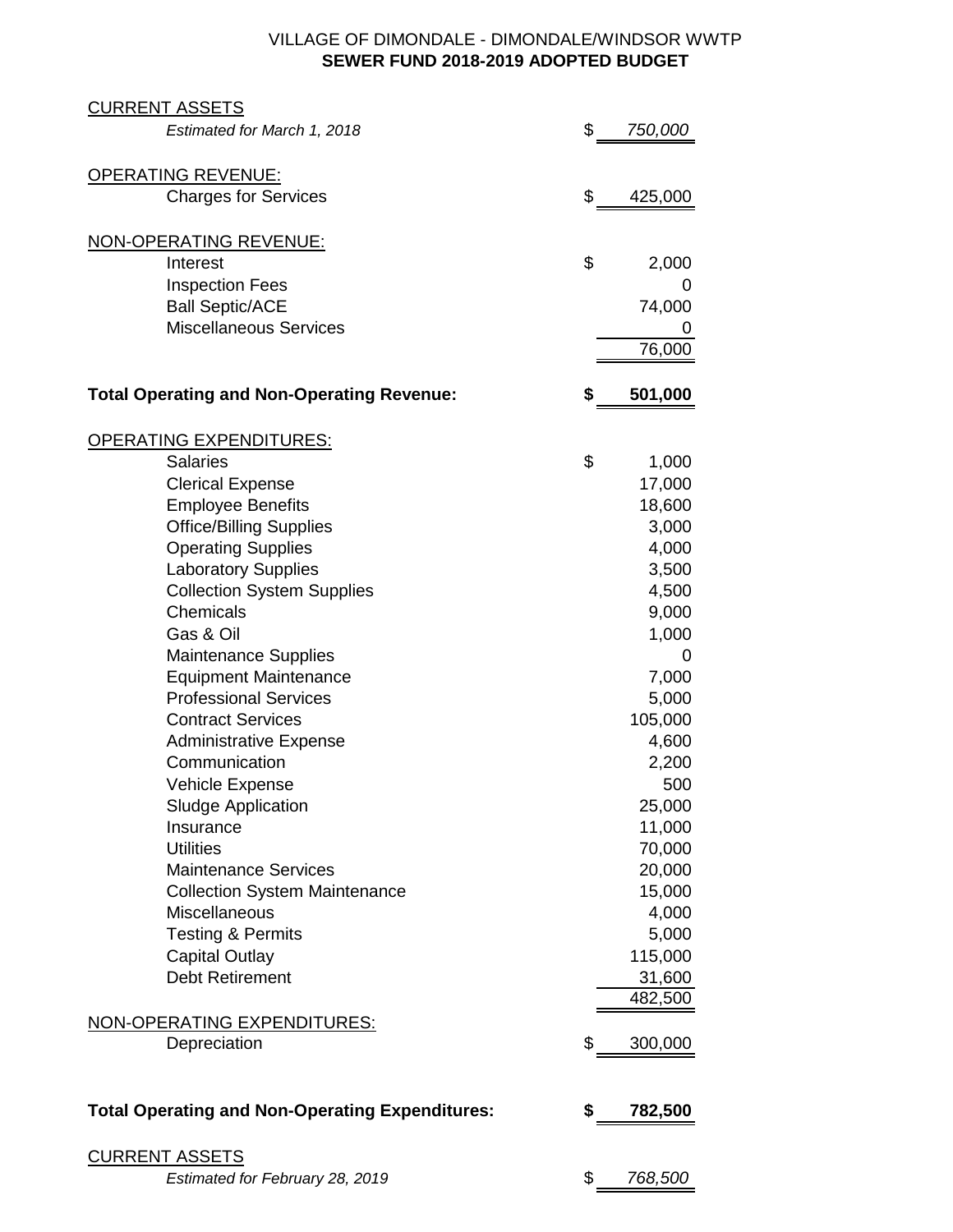VILLAGE OF DIMONDALE - DIMONDALE/WINDSOR WWTP

**SEWER FUND 2018-2019 ADOPTED BUDGET**

| | | |
|---|---|---|
| CURRENT ASSETS | | |
| *Estimated for March 1, 2018* | $ | *750,000* |
| | | |
| OPERATING REVENUE: | | |
| Charges for Services | $ | 425,000 |
| | | |
| NON-OPERATING REVENUE: | | |
| Interest | $ | 2,000 |
| Inspection Fees | | 0 |
| Ball Septic/ACE | | 74,000 |
| Miscellaneous Services | | 0 |
| | | 76,000 |
| | | |
| **Total Operating and Non-Operating Revenue:** | **$** | **501,000** |
| | | |
| OPERATING EXPENDITURES: | | |
| Salaries | $ | 1,000 |
| Clerical Expense | | 17,000 |
| Employee Benefits | | 18,600 |
| Office/Billing Supplies | | 3,000 |
| Operating Supplies | | 4,000 |
| Laboratory Supplies | | 3,500 |
| Collection System Supplies | | 4,500 |
| Chemicals | | 9,000 |
| Gas & Oil | | 1,000 |
| Maintenance Supplies | | 0 |
| Equipment Maintenance | | 7,000 |
| Professional Services | | 5,000 |
| Contract Services | | 105,000 |
| Administrative Expense | | 4,600 |
| Communication | | 2,200 |
| Vehicle Expense | | 500 |
| Sludge Application | | 25,000 |
| Insurance | | 11,000 |
| Utilities | | 70,000 |
| Maintenance Services | | 20,000 |
| Collection System Maintenance | | 15,000 |
| Miscellaneous | | 4,000 |
| Testing & Permits | | 5,000 |
| Capital Outlay | | 115,000 |
| Debt Retirement | | 31,600 |
| | | 482,500 |
| NON-OPERATING EXPENDITURES: | | |
| Depreciation | $ | 300,000 |
| | | |
| **Total Operating and Non-Operating Expenditures:** | **$** | **782,500** |
| | | |
| CURRENT ASSETS | | |
| *Estimated for February 28, 2019* | $ | *768,500* |